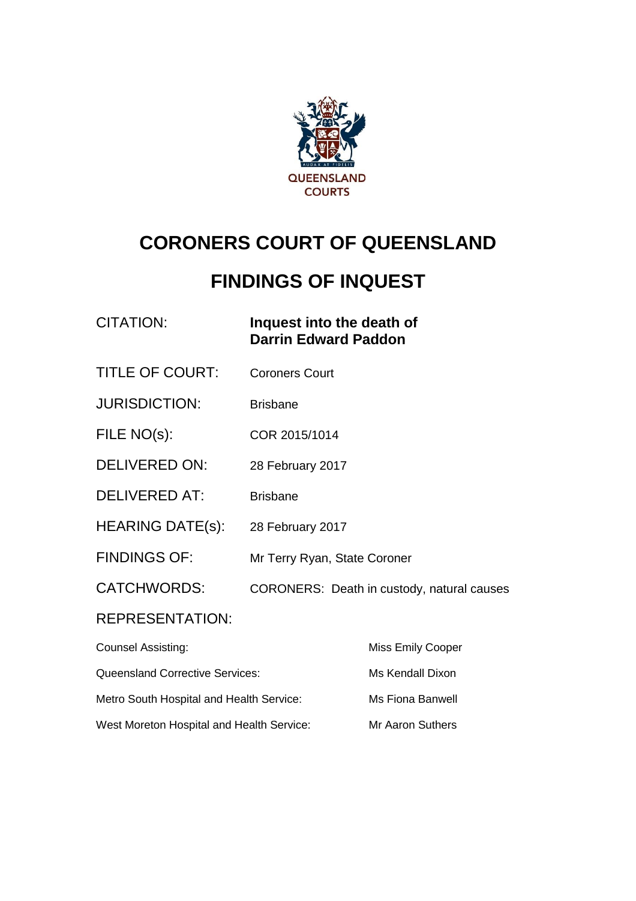QUEENSLAND COURTS

# CORONERS COURT OF QUEENSLAND

# FINDINGS OF INQUEST

| | |
|---|---|
| CITATION: | **Inquest into the death of Darrin Edward Paddon** |
| TITLE OF COURT: | Coroners Court |
| JURISDICTION: | Brisbane |
| FILE NO(s): | COR 2015/1014 |
| DELIVERED ON: | 28 February 2017 |
| DELIVERED AT: | Brisbane |
| HEARING DATE(s): | 28 February 2017 |
| FINDINGS OF: | Mr Terry Ryan, State Coroner |
| CATCHWORDS: | CORONERS: Death in custody, natural causes |

REPRESENTATION:

| | |
|---|---|
| Counsel Assisting: | Miss Emily Cooper |
| Queensland Corrective Services: | Ms Kendall Dixon |
| Metro South Hospital and Health Service: | Ms Fiona Banwell |
| West Moreton Hospital and Health Service: | Mr Aaron Suthers |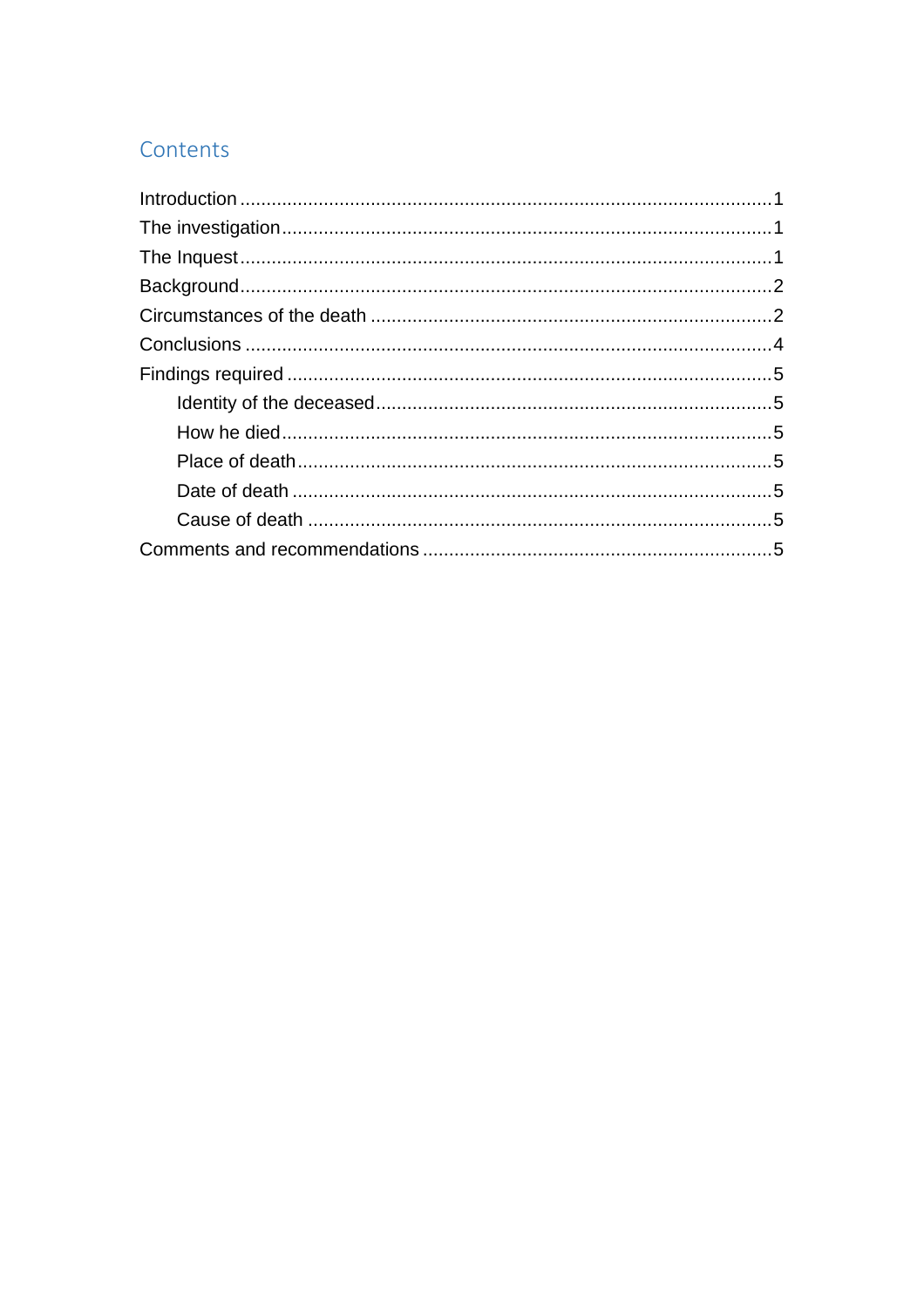## Contents

- Introduction ........ 1
- The investigation ........ 1
- The Inquest ........ 1
- Background ........ 2
- Circumstances of the death ........ 2
- Conclusions ........ 4
- Findings required ........ 5
  - Identity of the deceased ........ 5
  - How he died ........ 5
  - Place of death ........ 5
  - Date of death ........ 5
  - Cause of death ........ 5
- Comments and recommendations ........ 5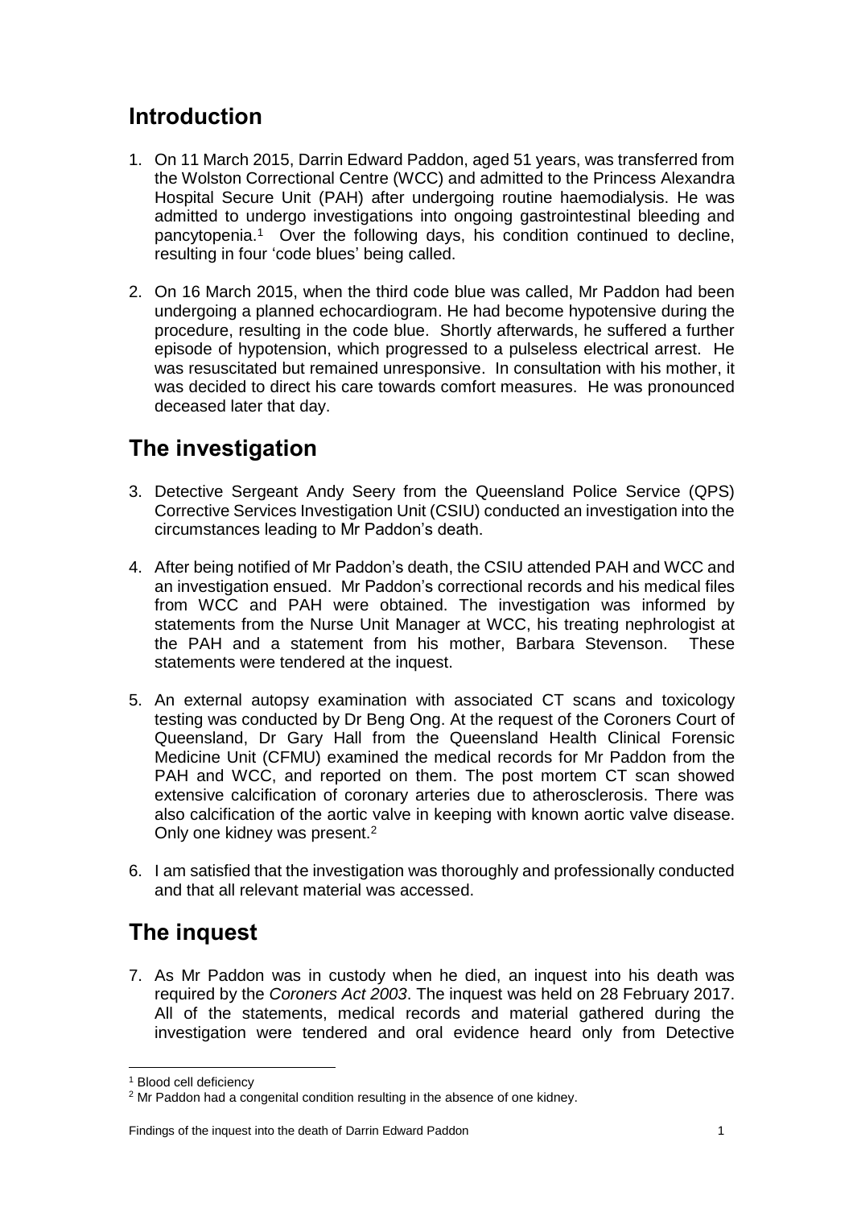## Introduction

1. On 11 March 2015, Darrin Edward Paddon, aged 51 years, was transferred from the Wolston Correctional Centre (WCC) and admitted to the Princess Alexandra Hospital Secure Unit (PAH) after undergoing routine haemodialysis. He was admitted to undergo investigations into ongoing gastrointestinal bleeding and pancytopenia.[1] Over the following days, his condition continued to decline, resulting in four 'code blues' being called.

2. On 16 March 2015, when the third code blue was called, Mr Paddon had been undergoing a planned echocardiogram. He had become hypotensive during the procedure, resulting in the code blue. Shortly afterwards, he suffered a further episode of hypotension, which progressed to a pulseless electrical arrest. He was resuscitated but remained unresponsive. In consultation with his mother, it was decided to direct his care towards comfort measures. He was pronounced deceased later that day.

## The investigation

3. Detective Sergeant Andy Seery from the Queensland Police Service (QPS) Corrective Services Investigation Unit (CSIU) conducted an investigation into the circumstances leading to Mr Paddon's death.

4. After being notified of Mr Paddon's death, the CSIU attended PAH and WCC and an investigation ensued. Mr Paddon's correctional records and his medical files from WCC and PAH were obtained. The investigation was informed by statements from the Nurse Unit Manager at WCC, his treating nephrologist at the PAH and a statement from his mother, Barbara Stevenson. These statements were tendered at the inquest.

5. An external autopsy examination with associated CT scans and toxicology testing was conducted by Dr Beng Ong. At the request of the Coroners Court of Queensland, Dr Gary Hall from the Queensland Health Clinical Forensic Medicine Unit (CFMU) examined the medical records for Mr Paddon from the PAH and WCC, and reported on them. The post mortem CT scan showed extensive calcification of coronary arteries due to atherosclerosis. There was also calcification of the aortic valve in keeping with known aortic valve disease. Only one kidney was present.[2]

6. I am satisfied that the investigation was thoroughly and professionally conducted and that all relevant material was accessed.

## The inquest

7. As Mr Paddon was in custody when he died, an inquest into his death was required by the *Coroners Act 2003*. The inquest was held on 28 February 2017. All of the statements, medical records and material gathered during the investigation were tendered and oral evidence heard only from Detective

---

[1] Blood cell deficiency

[2] Mr Paddon had a congenital condition resulting in the absence of one kidney.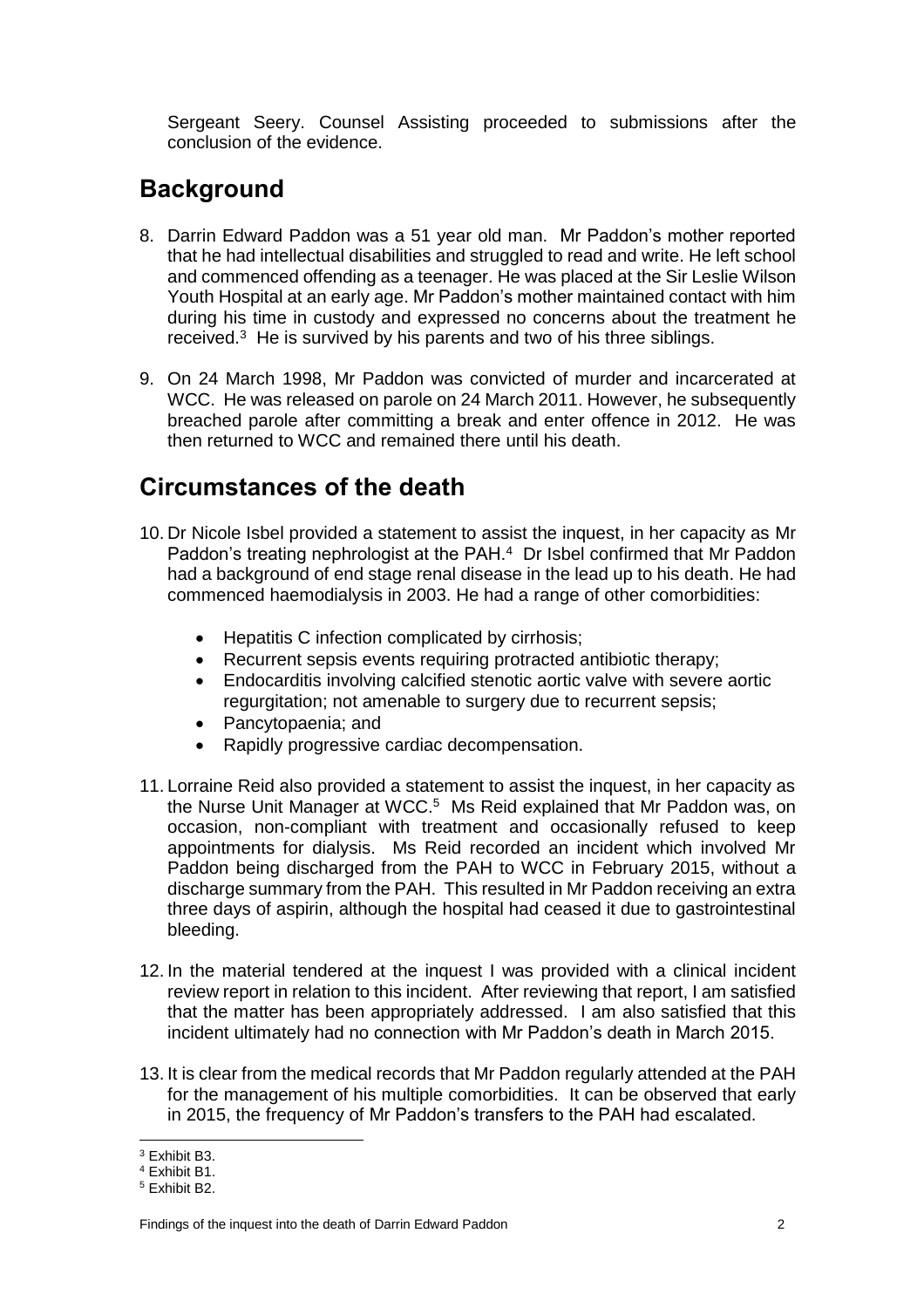Sergeant Seery. Counsel Assisting proceeded to submissions after the conclusion of the evidence.

## Background

8. Darrin Edward Paddon was a 51 year old man. Mr Paddon's mother reported that he had intellectual disabilities and struggled to read and write. He left school and commenced offending as a teenager. He was placed at the Sir Leslie Wilson Youth Hospital at an early age. Mr Paddon's mother maintained contact with him during his time in custody and expressed no concerns about the treatment he received.[3] He is survived by his parents and two of his three siblings.

9. On 24 March 1998, Mr Paddon was convicted of murder and incarcerated at WCC. He was released on parole on 24 March 2011. However, he subsequently breached parole after committing a break and enter offence in 2012. He was then returned to WCC and remained there until his death.

## Circumstances of the death

10. Dr Nicole Isbel provided a statement to assist the inquest, in her capacity as Mr Paddon's treating nephrologist at the PAH.[4] Dr Isbel confirmed that Mr Paddon had a background of end stage renal disease in the lead up to his death. He had commenced haemodialysis in 2003. He had a range of other comorbidities:

    - Hepatitis C infection complicated by cirrhosis;
    - Recurrent sepsis events requiring protracted antibiotic therapy;
    - Endocarditis involving calcified stenotic aortic valve with severe aortic regurgitation; not amenable to surgery due to recurrent sepsis;
    - Pancytopaenia; and
    - Rapidly progressive cardiac decompensation.

11. Lorraine Reid also provided a statement to assist the inquest, in her capacity as the Nurse Unit Manager at WCC.[5] Ms Reid explained that Mr Paddon was, on occasion, non-compliant with treatment and occasionally refused to keep appointments for dialysis. Ms Reid recorded an incident which involved Mr Paddon being discharged from the PAH to WCC in February 2015, without a discharge summary from the PAH. This resulted in Mr Paddon receiving an extra three days of aspirin, although the hospital had ceased it due to gastrointestinal bleeding.

12. In the material tendered at the inquest I was provided with a clinical incident review report in relation to this incident. After reviewing that report, I am satisfied that the matter has been appropriately addressed. I am also satisfied that this incident ultimately had no connection with Mr Paddon's death in March 2015.

13. It is clear from the medical records that Mr Paddon regularly attended at the PAH for the management of his multiple comorbidities. It can be observed that early in 2015, the frequency of Mr Paddon's transfers to the PAH had escalated.

---

[3] Exhibit B3.
[4] Exhibit B1.
[5] Exhibit B2.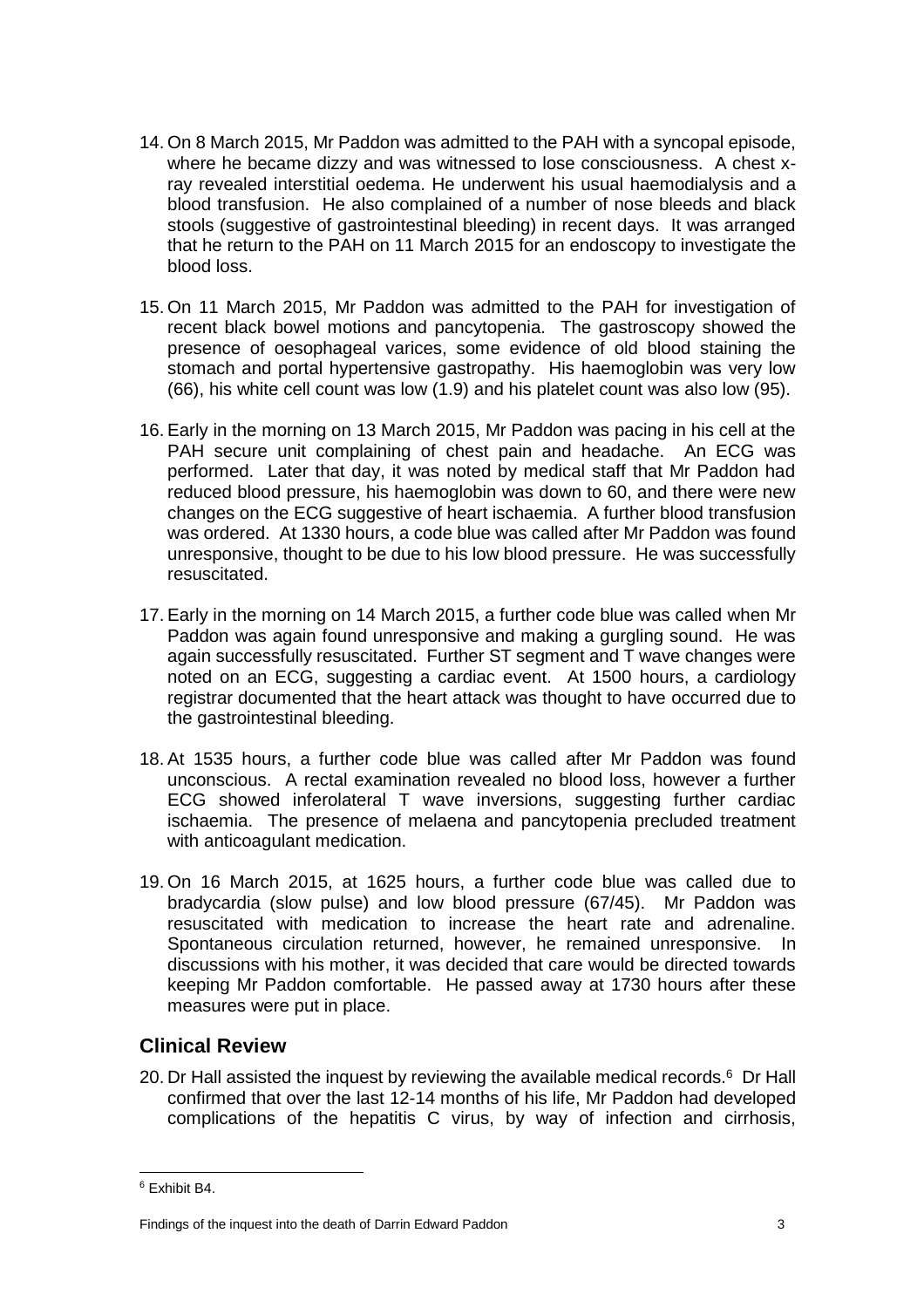14. On 8 March 2015, Mr Paddon was admitted to the PAH with a syncopal episode, where he became dizzy and was witnessed to lose consciousness. A chest x-ray revealed interstitial oedema. He underwent his usual haemodialysis and a blood transfusion. He also complained of a number of nose bleeds and black stools (suggestive of gastrointestinal bleeding) in recent days. It was arranged that he return to the PAH on 11 March 2015 for an endoscopy to investigate the blood loss.

15. On 11 March 2015, Mr Paddon was admitted to the PAH for investigation of recent black bowel motions and pancytopenia. The gastroscopy showed the presence of oesophageal varices, some evidence of old blood staining the stomach and portal hypertensive gastropathy. His haemoglobin was very low (66), his white cell count was low (1.9) and his platelet count was also low (95).

16. Early in the morning on 13 March 2015, Mr Paddon was pacing in his cell at the PAH secure unit complaining of chest pain and headache. An ECG was performed. Later that day, it was noted by medical staff that Mr Paddon had reduced blood pressure, his haemoglobin was down to 60, and there were new changes on the ECG suggestive of heart ischaemia. A further blood transfusion was ordered. At 1330 hours, a code blue was called after Mr Paddon was found unresponsive, thought to be due to his low blood pressure. He was successfully resuscitated.

17. Early in the morning on 14 March 2015, a further code blue was called when Mr Paddon was again found unresponsive and making a gurgling sound. He was again successfully resuscitated. Further ST segment and T wave changes were noted on an ECG, suggesting a cardiac event. At 1500 hours, a cardiology registrar documented that the heart attack was thought to have occurred due to the gastrointestinal bleeding.

18. At 1535 hours, a further code blue was called after Mr Paddon was found unconscious. A rectal examination revealed no blood loss, however a further ECG showed inferolateral T wave inversions, suggesting further cardiac ischaemia. The presence of melaena and pancytopenia precluded treatment with anticoagulant medication.

19. On 16 March 2015, at 1625 hours, a further code blue was called due to bradycardia (slow pulse) and low blood pressure (67/45). Mr Paddon was resuscitated with medication to increase the heart rate and adrenaline. Spontaneous circulation returned, however, he remained unresponsive. In discussions with his mother, it was decided that care would be directed towards keeping Mr Paddon comfortable. He passed away at 1730 hours after these measures were put in place.

## Clinical Review

20. Dr Hall assisted the inquest by reviewing the available medical records.[6] Dr Hall confirmed that over the last 12-14 months of his life, Mr Paddon had developed complications of the hepatitis C virus, by way of infection and cirrhosis,

[6] Exhibit B4.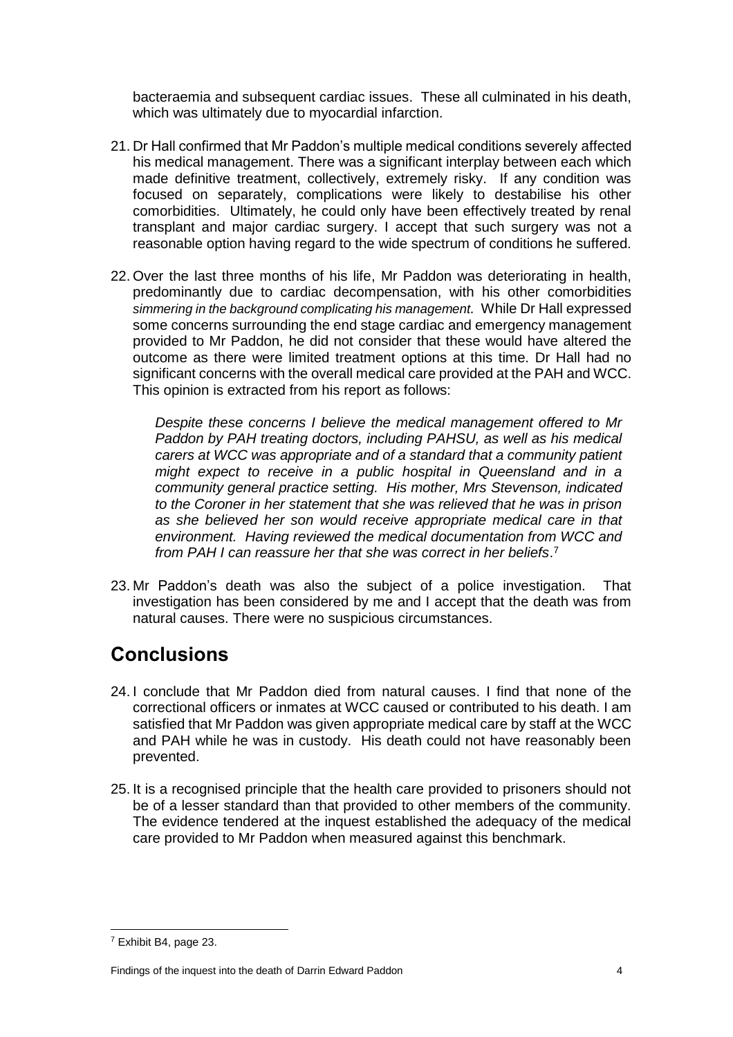bacteraemia and subsequent cardiac issues. These all culminated in his death, which was ultimately due to myocardial infarction.

21. Dr Hall confirmed that Mr Paddon's multiple medical conditions severely affected his medical management. There was a significant interplay between each which made definitive treatment, collectively, extremely risky. If any condition was focused on separately, complications were likely to destabilise his other comorbidities. Ultimately, he could only have been effectively treated by renal transplant and major cardiac surgery. I accept that such surgery was not a reasonable option having regard to the wide spectrum of conditions he suffered.

22. Over the last three months of his life, Mr Paddon was deteriorating in health, predominantly due to cardiac decompensation, with his other comorbidities *simmering in the background complicating his management*. While Dr Hall expressed some concerns surrounding the end stage cardiac and emergency management provided to Mr Paddon, he did not consider that these would have altered the outcome as there were limited treatment options at this time. Dr Hall had no significant concerns with the overall medical care provided at the PAH and WCC. This opinion is extracted from his report as follows:

    *Despite these concerns I believe the medical management offered to Mr Paddon by PAH treating doctors, including PAHSU, as well as his medical carers at WCC was appropriate and of a standard that a community patient might expect to receive in a public hospital in Queensland and in a community general practice setting. His mother, Mrs Stevenson, indicated to the Coroner in her statement that she was relieved that he was in prison as she believed her son would receive appropriate medical care in that environment. Having reviewed the medical documentation from WCC and from PAH I can reassure her that she was correct in her beliefs*.[7]

23. Mr Paddon's death was also the subject of a police investigation. That investigation has been considered by me and I accept that the death was from natural causes. There were no suspicious circumstances.

## Conclusions

24. I conclude that Mr Paddon died from natural causes. I find that none of the correctional officers or inmates at WCC caused or contributed to his death. I am satisfied that Mr Paddon was given appropriate medical care by staff at the WCC and PAH while he was in custody. His death could not have reasonably been prevented.

25. It is a recognised principle that the health care provided to prisoners should not be of a lesser standard than that provided to other members of the community. The evidence tendered at the inquest established the adequacy of the medical care provided to Mr Paddon when measured against this benchmark.

---

[7] Exhibit B4, page 23.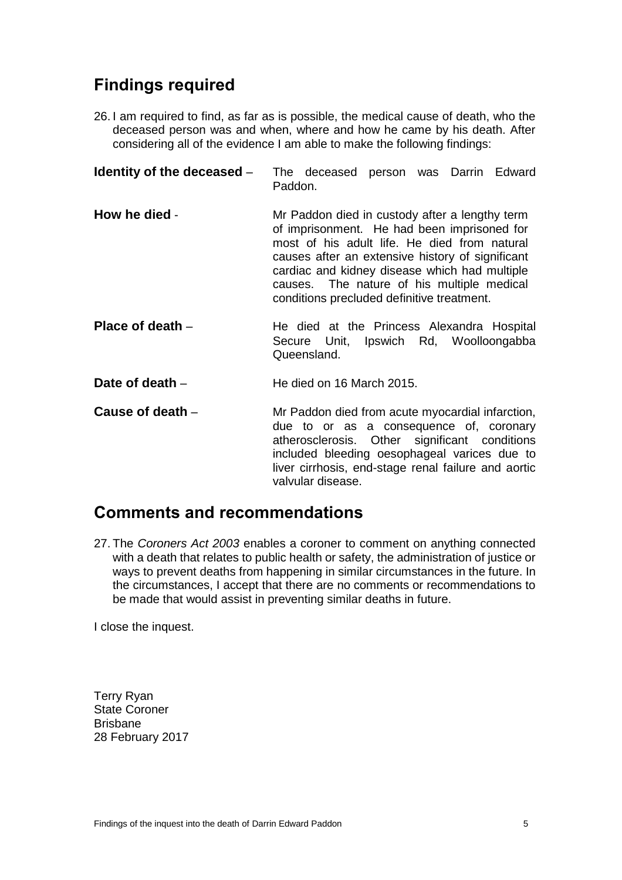## Findings required

26. I am required to find, as far as is possible, the medical cause of death, who the deceased person was and when, where and how he came by his death. After considering all of the evidence I am able to make the following findings:

**Identity of the deceased** – The deceased person was Darrin Edward Paddon.

**How he died** - Mr Paddon died in custody after a lengthy term of imprisonment. He had been imprisoned for most of his adult life. He died from natural causes after an extensive history of significant cardiac and kidney disease which had multiple causes. The nature of his multiple medical conditions precluded definitive treatment.

**Place of death** – He died at the Princess Alexandra Hospital Secure Unit, Ipswich Rd, Woolloongabba Queensland.

**Date of death** – He died on 16 March 2015.

**Cause of death** – Mr Paddon died from acute myocardial infarction, due to or as a consequence of, coronary atherosclerosis. Other significant conditions included bleeding oesophageal varices due to liver cirrhosis, end-stage renal failure and aortic valvular disease.

## Comments and recommendations

27. The *Coroners Act 2003* enables a coroner to comment on anything connected with a death that relates to public health or safety, the administration of justice or ways to prevent deaths from happening in similar circumstances in the future. In the circumstances, I accept that there are no comments or recommendations to be made that would assist in preventing similar deaths in future.

I close the inquest.

Terry Ryan
State Coroner
Brisbane
28 February 2017